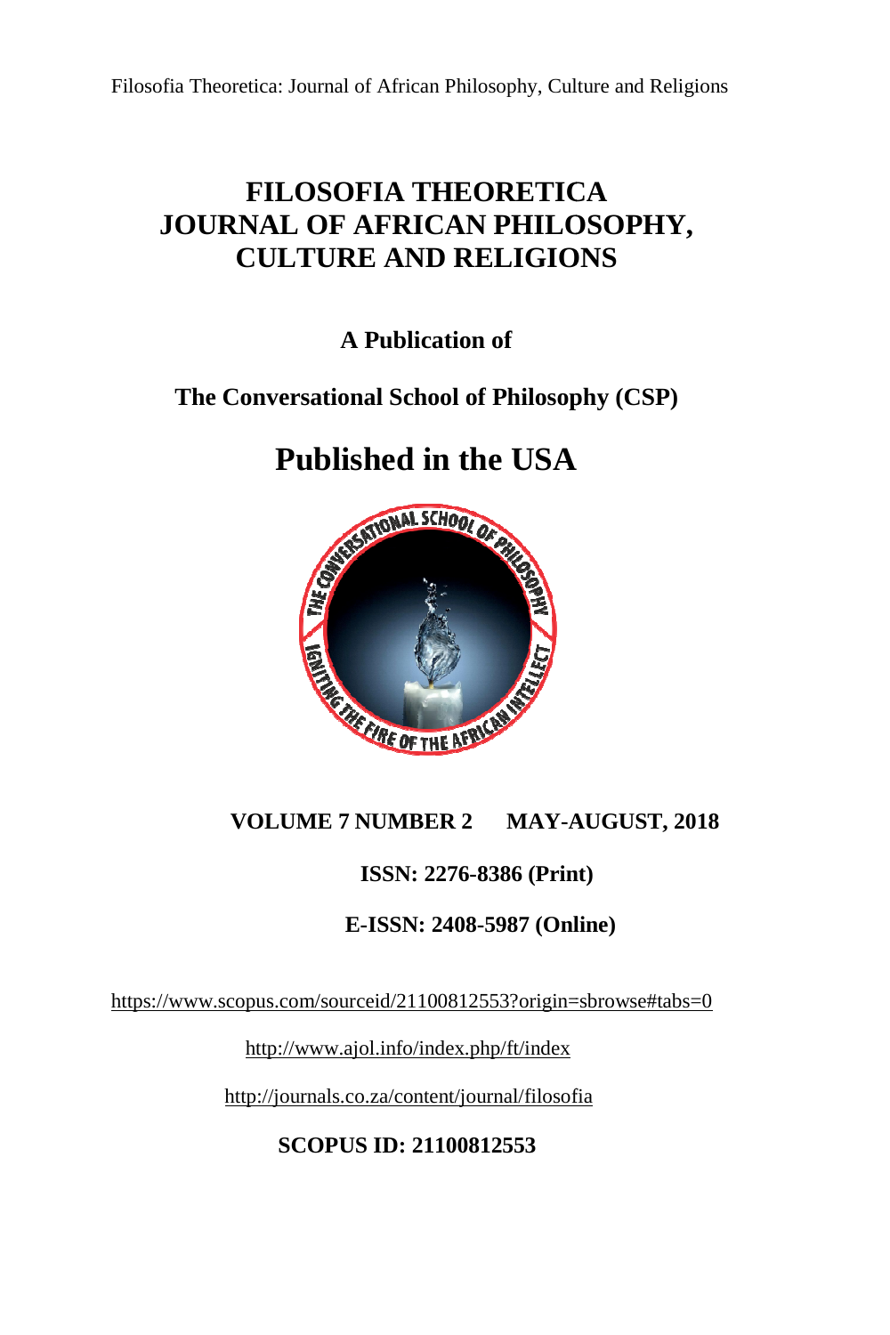# FILOSOFIA THEORETICA JOURNAL OF AFRICAN PHILOSOPHY, CULTURE AND RELIGIONS

**A Publication of**

**The Conversational School of Philosophy (CSP)**

## Published in the USA

**VOLUME 7 NUMBER 2 MAY-AUGUST, 2018**

**ISSN: 2276-8386 (Print)**

**E-ISSN: 2408-5987 (Online)**

https://www.scopus.com/sourceid/21100812553?origin=sbrowse#tabs=0

http://www.ajol.info/index.php/ft/index

http://journals.co.za/content/journal/filosofia

**SCOPUS ID: 21100812553**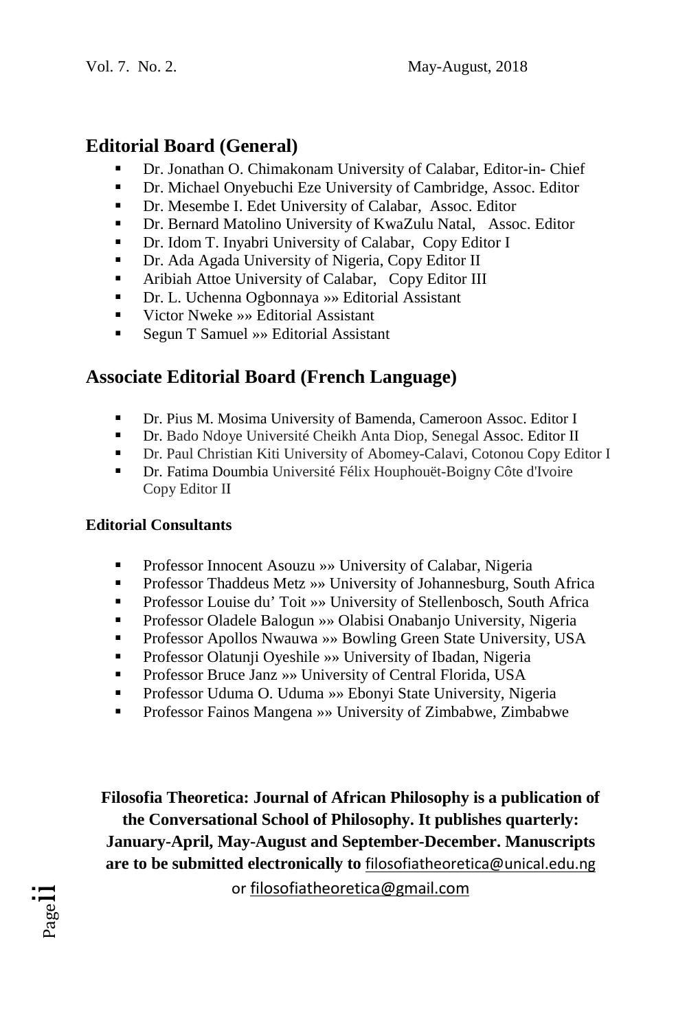## Editorial Board (General)

- Dr. Jonathan O. Chimakonam University of Calabar, Editor-in- Chief
- Dr. Michael Onyebuchi Eze University of Cambridge, Assoc. Editor
- Dr. Mesembe I. Edet University of Calabar, Assoc. Editor
- Dr. Bernard Matolino University of KwaZulu Natal, Assoc. Editor
- Dr. Idom T. Inyabri University of Calabar, Copy Editor I
- Dr. Ada Agada University of Nigeria, Copy Editor II
- Aribiah Attoe University of Calabar, Copy Editor III
- Dr. L. Uchenna Ogbonnaya »» Editorial Assistant
- Victor Nweke »» Editorial Assistant
- Segun T Samuel »» Editorial Assistant

## Associate Editorial Board (French Language)

- Dr. Pius M. Mosima University of Bamenda, Cameroon Assoc. Editor I
- Dr. Bado Ndoye Université Cheikh Anta Diop, Senegal Assoc. Editor II
- Dr. Paul Christian Kiti University of Abomey-Calavi, Cotonou Copy Editor I
- Dr. Fatima Doumbia Université Félix Houphouët-Boigny Côte d'Ivoire Copy Editor II

### Editorial Consultants

- Professor Innocent Asouzu »» University of Calabar, Nigeria
- Professor Thaddeus Metz »» University of Johannesburg, South Africa
- Professor Louise du' Toit »» University of Stellenbosch, South Africa
- Professor Oladele Balogun »» Olabisi Onabanjo University, Nigeria
- Professor Apollos Nwauwa »» Bowling Green State University, USA
- Professor Olatunji Oyeshile »» University of Ibadan, Nigeria
- Professor Bruce Janz »» University of Central Florida, USA
- Professor Uduma O. Uduma »» Ebonyi State University, Nigeria
- Professor Fainos Mangena »» University of Zimbabwe, Zimbabwe

**Filosofia Theoretica: Journal of African Philosophy is a publication of the Conversational School of Philosophy. It publishes quarterly: January-April, May-August and September-December. Manuscripts are to be submitted electronically to** filosofiatheoretica@unical.edu.ng or filosofiatheoretica@gmail.com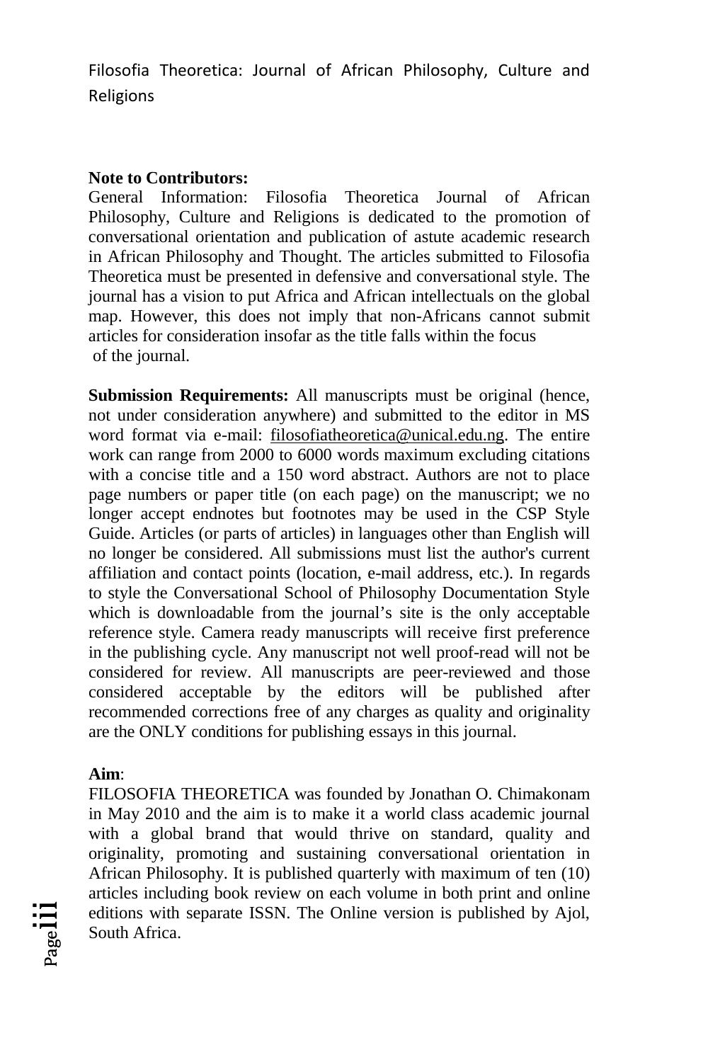Filosofia Theoretica: Journal of African Philosophy, Culture and Religions

**Note to Contributors:**

General Information: Filosofia Theoretica Journal of African Philosophy, Culture and Religions is dedicated to the promotion of conversational orientation and publication of astute academic research in African Philosophy and Thought. The articles submitted to Filosofia Theoretica must be presented in defensive and conversational style. The journal has a vision to put Africa and African intellectuals on the global map. However, this does not imply that non-Africans cannot submit articles for consideration insofar as the title falls within the focus of the journal.

**Submission Requirements:** All manuscripts must be original (hence, not under consideration anywhere) and submitted to the editor in MS word format via e-mail: filosofiatheoretica@unical.edu.ng. The entire work can range from 2000 to 6000 words maximum excluding citations with a concise title and a 150 word abstract. Authors are not to place page numbers or paper title (on each page) on the manuscript; we no longer accept endnotes but footnotes may be used in the CSP Style Guide. Articles (or parts of articles) in languages other than English will no longer be considered. All submissions must list the author's current affiliation and contact points (location, e-mail address, etc.). In regards to style the Conversational School of Philosophy Documentation Style which is downloadable from the journal's site is the only acceptable reference style. Camera ready manuscripts will receive first preference in the publishing cycle. Any manuscript not well proof-read will not be considered for review. All manuscripts are peer-reviewed and those considered acceptable by the editors will be published after recommended corrections free of any charges as quality and originality are the ONLY conditions for publishing essays in this journal.

**Aim**:

FILOSOFIA THEORETICA was founded by Jonathan O. Chimakonam in May 2010 and the aim is to make it a world class academic journal with a global brand that would thrive on standard, quality and originality, promoting and sustaining conversational orientation in African Philosophy. It is published quarterly with maximum of ten (10) articles including book review on each volume in both print and online editions with separate ISSN. The Online version is published by Ajol, South Africa.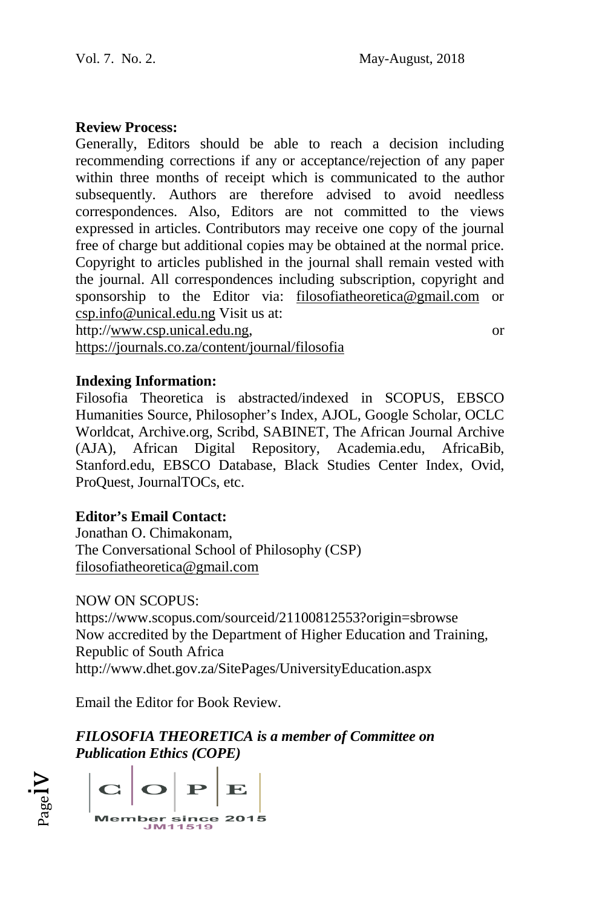**Review Process:**

Generally, Editors should be able to reach a decision including recommending corrections if any or acceptance/rejection of any paper within three months of receipt which is communicated to the author subsequently. Authors are therefore advised to avoid needless correspondences. Also, Editors are not committed to the views expressed in articles. Contributors may receive one copy of the journal free of charge but additional copies may be obtained at the normal price. Copyright to articles published in the journal shall remain vested with the journal. All correspondences including subscription, copyright and sponsorship to the Editor via: filosofiatheoretica@gmail.com or csp.info@unical.edu.ng Visit us at:
http://www.csp.unical.edu.ng, or
https://journals.co.za/content/journal/filosofia

**Indexing Information:**

Filosofia Theoretica is abstracted/indexed in SCOPUS, EBSCO Humanities Source, Philosopher's Index, AJOL, Google Scholar, OCLC Worldcat, Archive.org, Scribd, SABINET, The African Journal Archive (AJA), African Digital Repository, Academia.edu, AfricaBib, Stanford.edu, EBSCO Database, Black Studies Center Index, Ovid, ProQuest, JournalTOCs, etc.

**Editor's Email Contact:**

Jonathan O. Chimakonam,
The Conversational School of Philosophy (CSP)
filosofiatheoretica@gmail.com

NOW ON SCOPUS:
https://www.scopus.com/sourceid/21100812553?origin=sbrowse
Now accredited by the Department of Higher Education and Training, Republic of South Africa
http://www.dhet.gov.za/SitePages/UniversityEducation.aspx

Email the Editor for Book Review.

***FILOSOFIA THEORETICA is a member of Committee on Publication Ethics (COPE)***

C O P E
Member since 2015
JM11519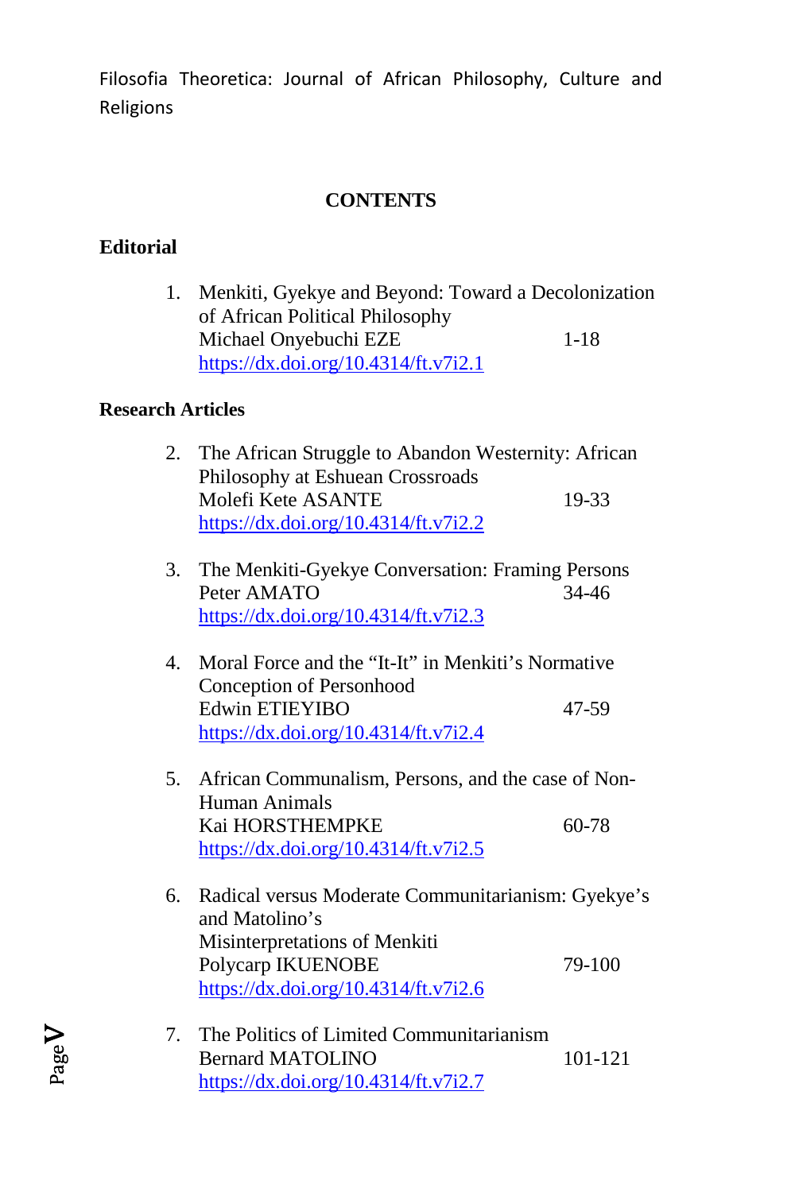Filosofia Theoretica: Journal of African Philosophy, Culture and Religions

## CONTENTS

### Editorial

1. Menkiti, Gyekye and Beyond: Toward a Decolonization of African Political Philosophy
   Michael Onyebuchi EZE 1-18
   https://dx.doi.org/10.4314/ft.v7i2.1

### Research Articles

2. The African Struggle to Abandon Westernity: African Philosophy at Eshuean Crossroads
   Molefi Kete ASANTE 19-33
   https://dx.doi.org/10.4314/ft.v7i2.2

3. The Menkiti-Gyekye Conversation: Framing Persons
   Peter AMATO 34-46
   https://dx.doi.org/10.4314/ft.v7i2.3

4. Moral Force and the "It-It" in Menkiti's Normative Conception of Personhood
   Edwin ETIEYIBO 47-59
   https://dx.doi.org/10.4314/ft.v7i2.4

5. African Communalism, Persons, and the case of Non-Human Animals
   Kai HORSTHEMPKE 60-78
   https://dx.doi.org/10.4314/ft.v7i2.5

6. Radical versus Moderate Communitarianism: Gyekye's and Matolino's Misinterpretations of Menkiti
   Polycarp IKUENOBE 79-100
   https://dx.doi.org/10.4314/ft.v7i2.6

7. The Politics of Limited Communitarianism
   Bernard MATOLINO 101-121
   https://dx.doi.org/10.4314/ft.v7i2.7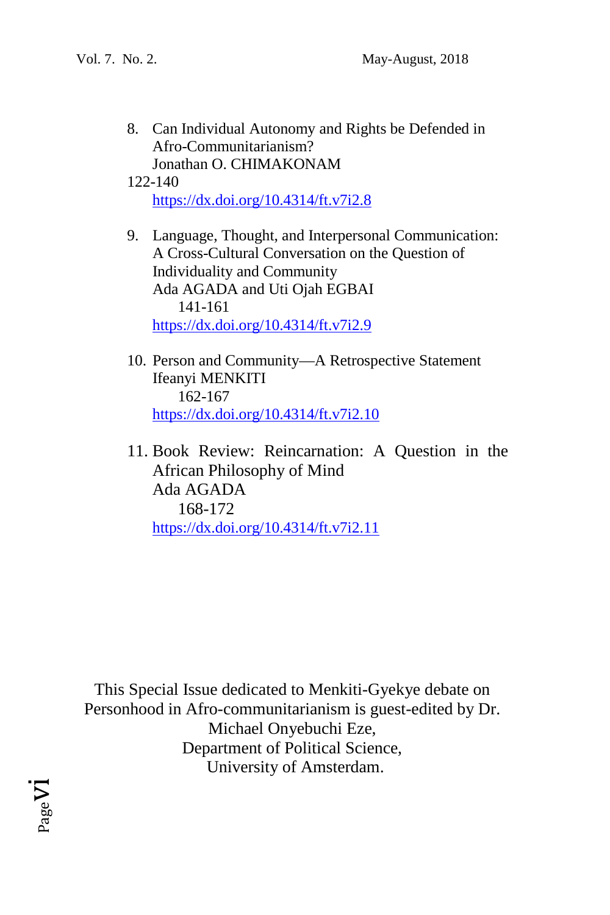8. Can Individual Autonomy and Rights be Defended in Afro-Communitarianism?
   Jonathan O. CHIMAKONAM
   122-140
   https://dx.doi.org/10.4314/ft.v7i2.8

9. Language, Thought, and Interpersonal Communication: A Cross-Cultural Conversation on the Question of Individuality and Community
   Ada AGADA and Uti Ojah EGBAI
   141-161
   https://dx.doi.org/10.4314/ft.v7i2.9

10. Person and Community—A Retrospective Statement
    Ifeanyi MENKITI
    162-167
    https://dx.doi.org/10.4314/ft.v7i2.10

11. Book Review: Reincarnation: A Question in the African Philosophy of Mind
    Ada AGADA
    168-172
    https://dx.doi.org/10.4314/ft.v7i2.11

This Special Issue dedicated to Menkiti-Gyekye debate on Personhood in Afro-communitarianism is guest-edited by Dr. Michael Onyebuchi Eze, Department of Political Science, University of Amsterdam.